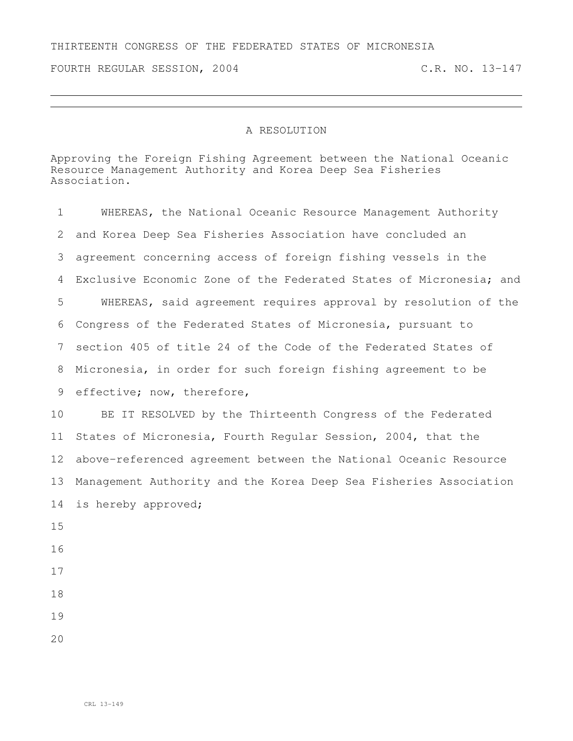THIRTEENTH CONGRESS OF THE FEDERATED STATES OF MICRONESIA

FOURTH REGULAR SESSION, 2004 C.R. NO. 13-147

# A RESOLUTION

Approving the Foreign Fishing Agreement between the National Oceanic Resource Management Authority and Korea Deep Sea Fisheries Association.

WHEREAS, the National Oceanic Resource Management Authority and Korea Deep Sea Fisheries Association have concluded an agreement concerning access of foreign fishing vessels in the Exclusive Economic Zone of the Federated States of Micronesia; and

WHEREAS, said agreement requires approval by resolution of the Congress of the Federated States of Micronesia, pursuant to section 405 of title 24 of the Code of the Federated States of Micronesia, in order for such foreign fishing agreement to be effective; now, therefore,

BE IT RESOLVED by the Thirteenth Congress of the Federated States of Micronesia, Fourth Regular Session, 2004, that the above-referenced agreement between the National Oceanic Resource Management Authority and the Korea Deep Sea Fisheries Association is hereby approved;

CRL 13-149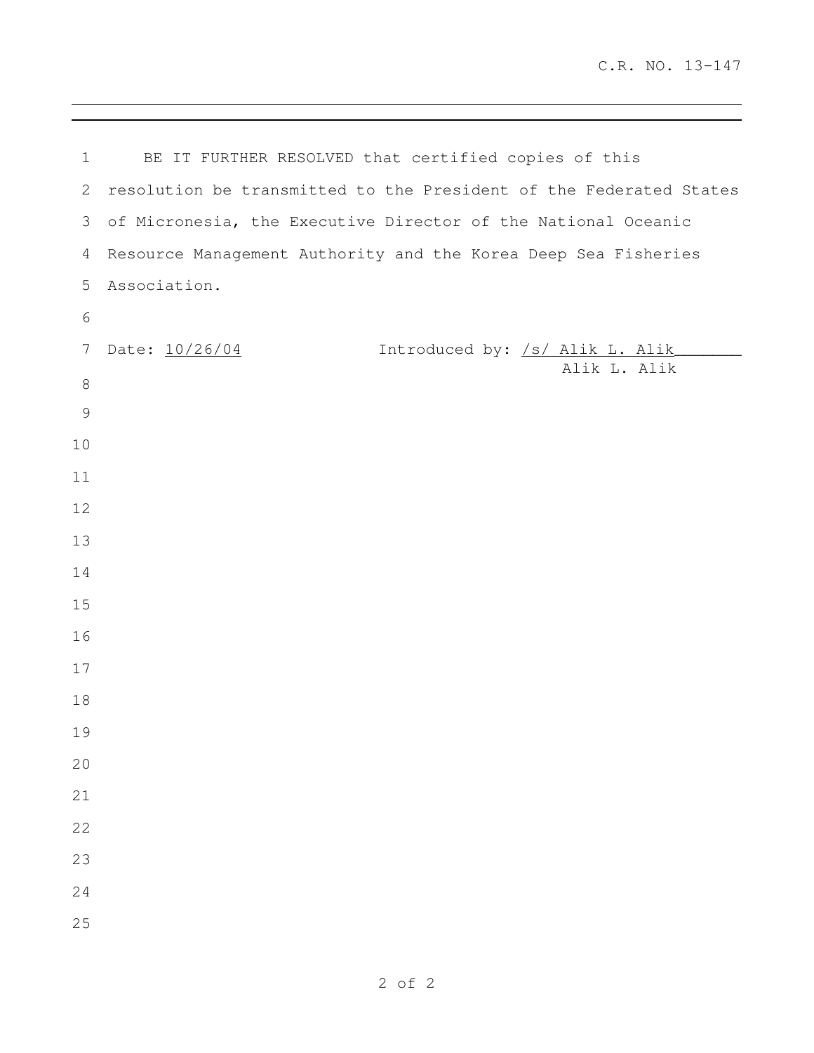BE IT FURTHER RESOLVED that certified copies of this resolution be transmitted to the President of the Federated States of Micronesia, the Executive Director of the National Oceanic Resource Management Authority and the Korea Deep Sea Fisheries Association.

Date: 10/26/04 Introduced by: /s/ Alik L. Alik

Alik L. Alik